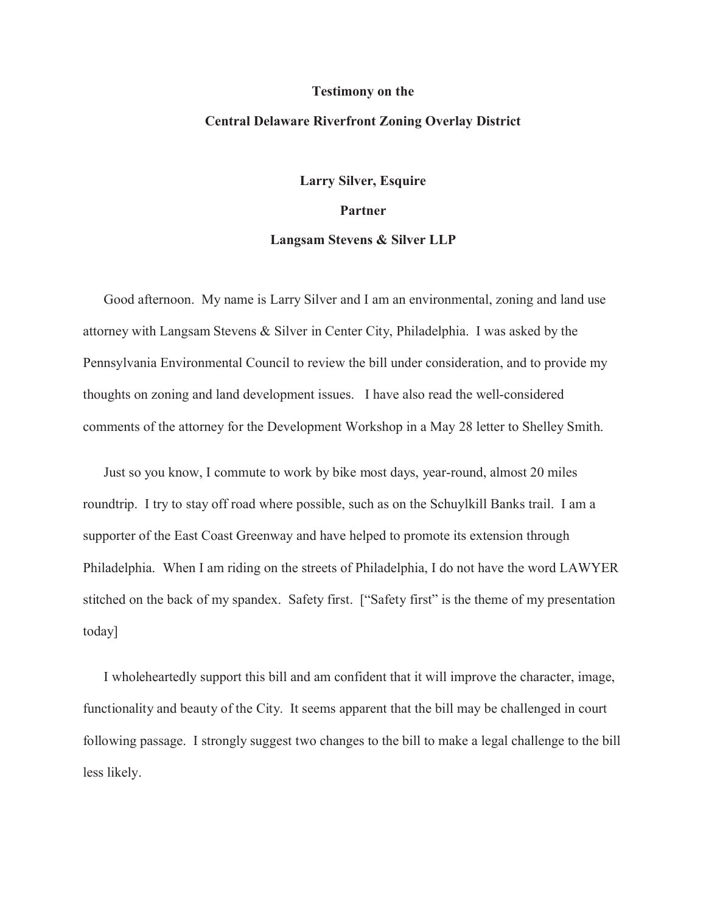**Testimony on the**

**Central Delaware Riverfront Zoning Overlay District**

**Larry Silver, Esquire**

**Partner**

**Langsam Stevens & Silver LLP**

Good afternoon. My name is Larry Silver and I am an environmental, zoning and land use attorney with Langsam Stevens & Silver in Center City, Philadelphia. I was asked by the Pennsylvania Environmental Council to review the bill under consideration, and to provide my thoughts on zoning and land development issues. I have also read the well-considered comments of the attorney for the Development Workshop in a May 28 letter to Shelley Smith.

Just so you know, I commute to work by bike most days, year-round, almost 20 miles roundtrip. I try to stay off road where possible, such as on the Schuylkill Banks trail. I am a supporter of the East Coast Greenway and have helped to promote its extension through Philadelphia. When I am riding on the streets of Philadelphia, I do not have the word LAWYER stitched on the back of my spandex. Safety first. ["Safety first" is the theme of my presentation today]

I wholeheartedly support this bill and am confident that it will improve the character, image, functionality and beauty of the City. It seems apparent that the bill may be challenged in court following passage. I strongly suggest two changes to the bill to make a legal challenge to the bill less likely.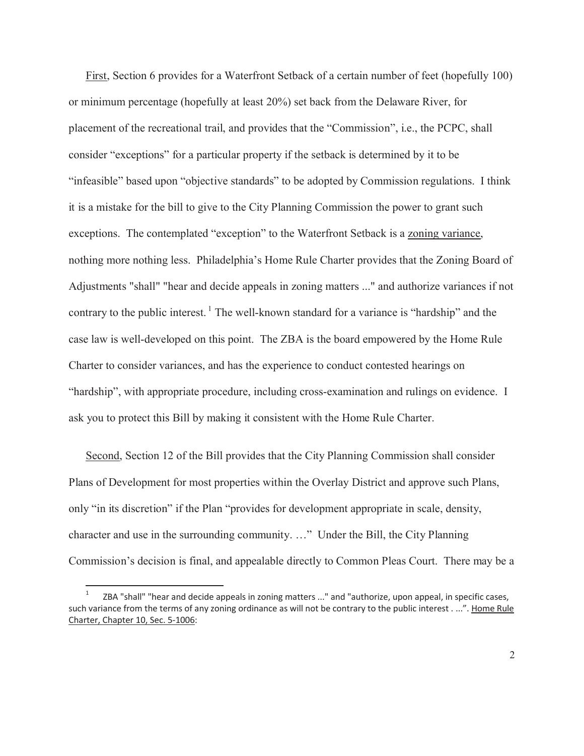First, Section 6 provides for a Waterfront Setback of a certain number of feet (hopefully 100) or minimum percentage (hopefully at least 20%) set back from the Delaware River, for placement of the recreational trail, and provides that the "Commission", i.e., the PCPC, shall consider "exceptions" for a particular property if the setback is determined by it to be "infeasible" based upon "objective standards" to be adopted by Commission regulations. I think it is a mistake for the bill to give to the City Planning Commission the power to grant such exceptions. The contemplated "exception" to the Waterfront Setback is a zoning variance, nothing more nothing less. Philadelphia's Home Rule Charter provides that the Zoning Board of Adjustments "shall" "hear and decide appeals in zoning matters ..." and authorize variances if not contrary to the public interest.[1] The well-known standard for a variance is "hardship" and the case law is well-developed on this point. The ZBA is the board empowered by the Home Rule Charter to consider variances, and has the experience to conduct contested hearings on "hardship", with appropriate procedure, including cross-examination and rulings on evidence. I ask you to protect this Bill by making it consistent with the Home Rule Charter.

Second, Section 12 of the Bill provides that the City Planning Commission shall consider Plans of Development for most properties within the Overlay District and approve such Plans, only "in its discretion" if the Plan "provides for development appropriate in scale, density, character and use in the surrounding community. …" Under the Bill, the City Planning Commission's decision is final, and appealable directly to Common Pleas Court. There may be a

[1] ZBA "shall" "hear and decide appeals in zoning matters ..." and "authorize, upon appeal, in specific cases, such variance from the terms of any zoning ordinance as will not be contrary to the public interest . ...". Home Rule Charter, Chapter 10, Sec. 5-1006: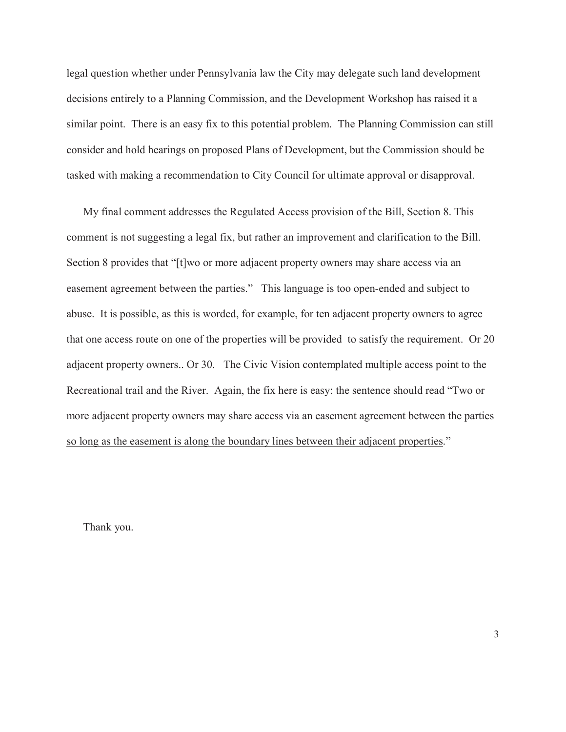legal question whether under Pennsylvania law the City may delegate such land development decisions entirely to a Planning Commission, and the Development Workshop has raised it a similar point. There is an easy fix to this potential problem. The Planning Commission can still consider and hold hearings on proposed Plans of Development, but the Commission should be tasked with making a recommendation to City Council for ultimate approval or disapproval.

My final comment addresses the Regulated Access provision of the Bill, Section 8. This comment is not suggesting a legal fix, but rather an improvement and clarification to the Bill. Section 8 provides that "[t]wo or more adjacent property owners may share access via an easement agreement between the parties." This language is too open-ended and subject to abuse. It is possible, as this is worded, for example, for ten adjacent property owners to agree that one access route on one of the properties will be provided to satisfy the requirement. Or 20 adjacent property owners.. Or 30. The Civic Vision contemplated multiple access point to the Recreational trail and the River. Again, the fix here is easy: the sentence should read "Two or more adjacent property owners may share access via an easement agreement between the parties <u>so long as the easement is along the boundary lines between their adjacent properties</u>."

Thank you.